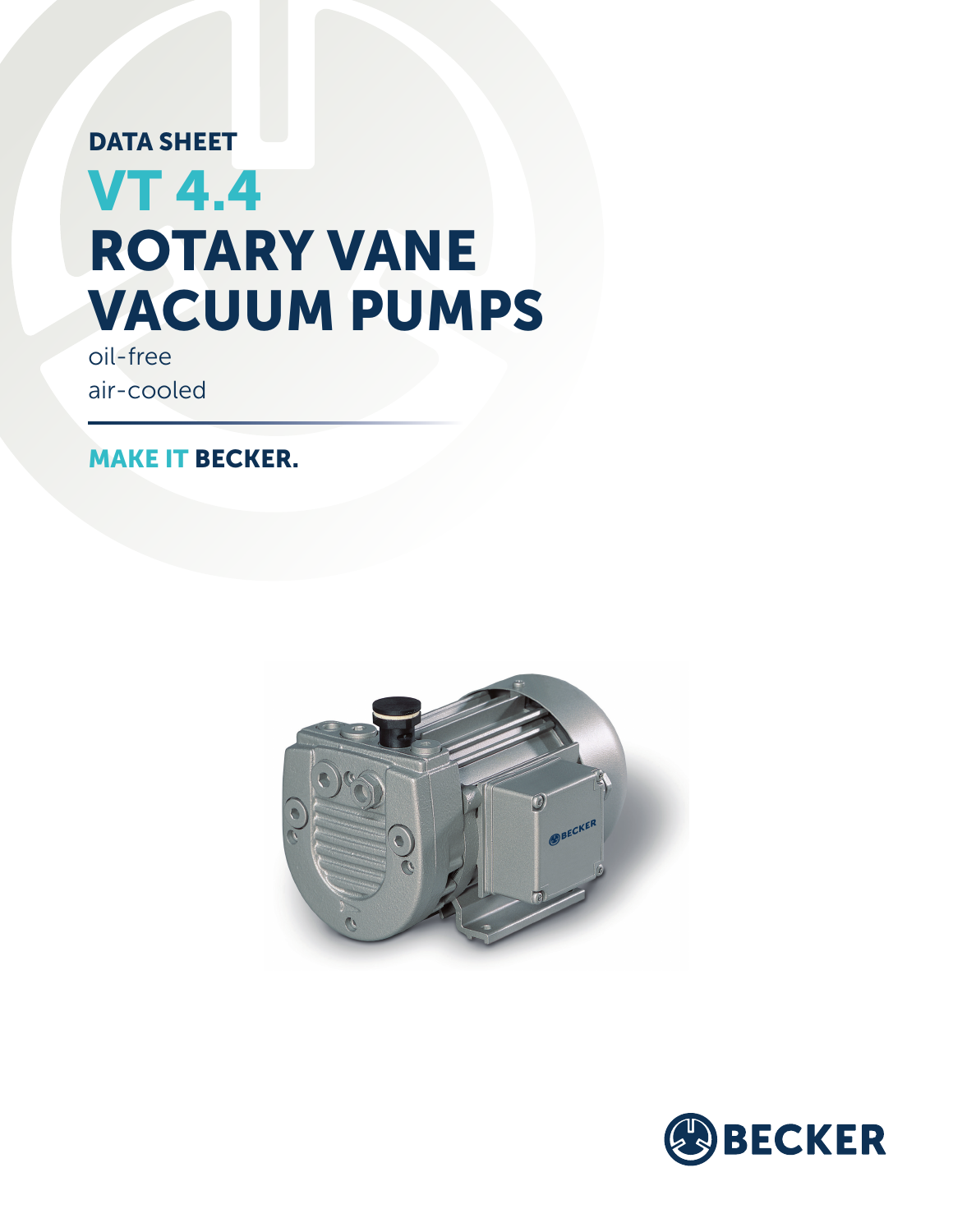DATA SHEET

# VT 4.4
# ROTARY VANE VACUUM PUMPS

oil-free
air-cooled

**MAKE IT BECKER.**

BECKER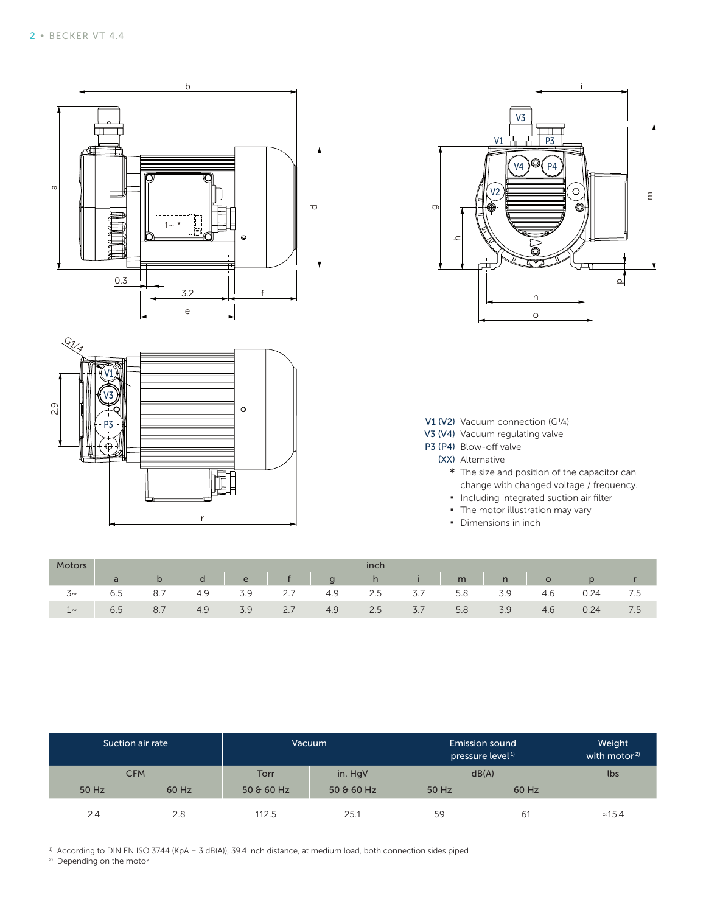V1 (V2) Vacuum connection (G1/4)
V3 (V4) Vacuum regulating valve
P3 (P4) Blow-off valve
(XX) Alternative
* The size and position of the capacitor can change with changed voltage / frequency.

- Including integrated suction air filter
- The motor illustration may vary
- Dimensions in inch

| Motors | inch | | | | | | | | | | | | |
|---|---|---|---|---|---|---|---|---|---|---|---|---|---|
| | a | b | d | e | f | g | h | i | m | n | o | p | r |
| 3~ | 6.5 | 8.7 | 4.9 | 3.9 | 2.7 | 4.9 | 2.5 | 3.7 | 5.8 | 3.9 | 4.6 | 0.24 | 7.5 |
| 1~ | 6.5 | 8.7 | 4.9 | 3.9 | 2.7 | 4.9 | 2.5 | 3.7 | 5.8 | 3.9 | 4.6 | 0.24 | 7.5 |

| Suction air rate | | Vacuum | | Emission sound pressure level[1] | | Weight with motor[2] |
|---|---|---|---|---|---|---|
| CFM | | Torr | in. HgV | dB(A) | | lbs |
| 50 Hz | 60 Hz | 50 & 60 Hz | 50 & 60 Hz | 50 Hz | 60 Hz | |
| 2.4 | 2.8 | 112.5 | 25.1 | 59 | 61 | ≈15.4 |

[1] According to DIN EN ISO 3744 (KpA = 3 dB(A)), 39.4 inch distance, at medium load, both connection sides piped
[2] Depending on the motor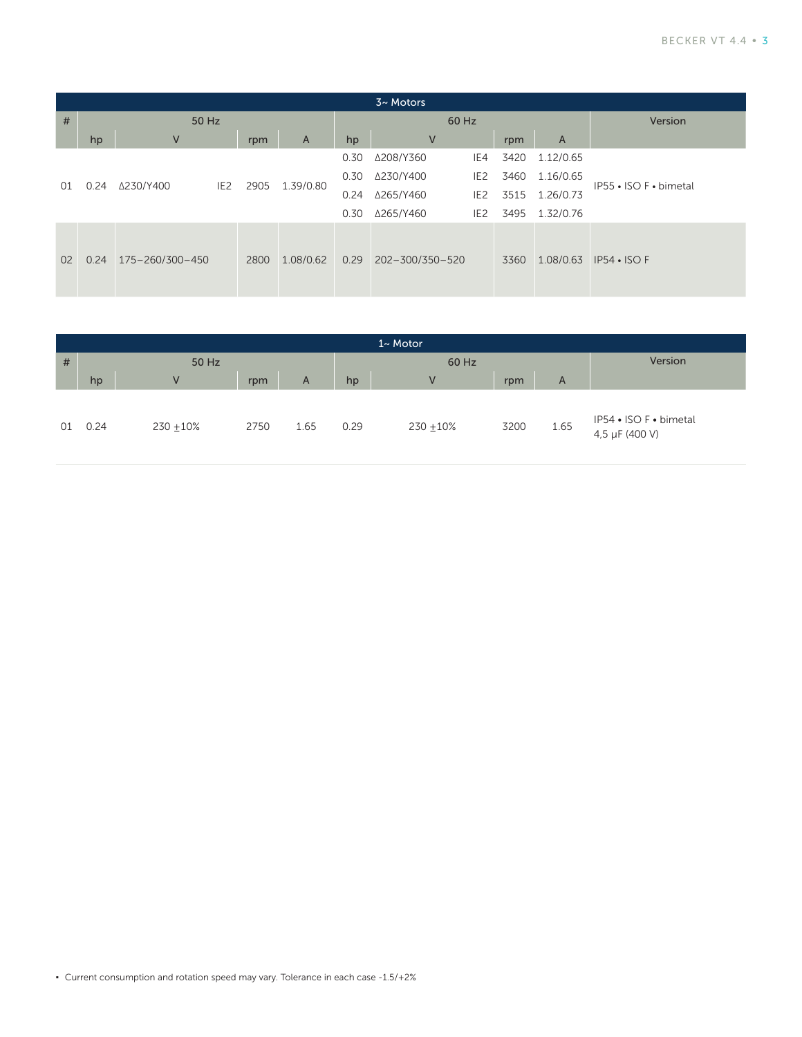| 3~ Motors | | | | | | | | | | | | |
|---|---|---|---|---|---|---|---|---|---|---|---|---|
| # | 50 Hz | | | | | 60 Hz | | | | | | Version |
| | hp | V | | rpm | A | hp | V | | rpm | A | | |
| 01 | 0.24 | Δ230/Y400 | IE2 | 2905 | 1.39/0.80 | 0.30 | Δ208/Y360 | IE4 | 3420 | 1.12/0.65 | | IP55 • ISO F • bimetal |
| | | | | | | 0.30 | Δ230/Y400 | IE2 | 3460 | 1.16/0.65 | | |
| | | | | | | 0.24 | Δ265/Y460 | IE2 | 3515 | 1.26/0.73 | | |
| | | | | | | 0.30 | Δ265/Y460 | IE2 | 3495 | 1.32/0.76 | | |
| 02 | 0.24 | 175–260/300–450 | | 2800 | 1.08/0.62 | 0.29 | 202–300/350–520 | | 3360 | 1.08/0.63 | | IP54 • ISO F |

| 1~ Motor | | | | | | | | | |
|---|---|---|---|---|---|---|---|---|---|
| # | 50 Hz | | | | 60 Hz | | | | Version |
| | hp | V | rpm | A | hp | V | rpm | A | |
| 01 | 0.24 | 230 ±10% | 2750 | 1.65 | 0.29 | 230 ±10% | 3200 | 1.65 | IP54 • ISO F • bimetal 4,5 µF (400 V) |

- Current consumption and rotation speed may vary. Tolerance in each case -1.5/+2%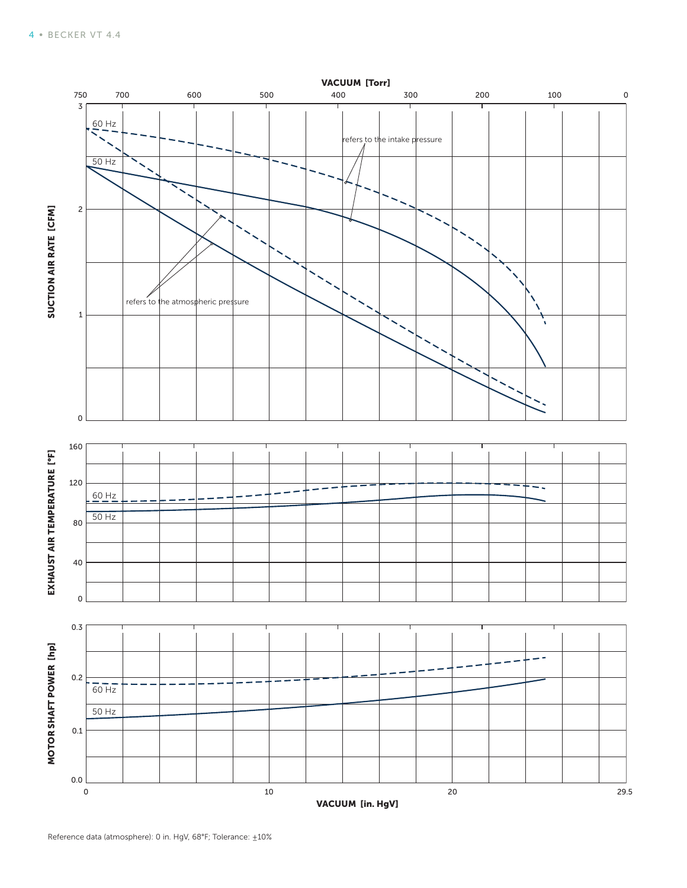VACUUM [Torr]

750 700 600 500 400 300 200 100 0

SUCTION AIR RATE [CFM]

60 Hz

50 Hz

refers to the intake pressure

refers to the atmospheric pressure

EXHAUST AIR TEMPERATURE [°F]

60 Hz

50 Hz

MOTOR SHAFT POWER [hp]

60 Hz

50 Hz

0 10 20 29.5

VACUUM [in. HgV]

Reference data (atmosphere): 0 in. HgV, 68°F; Tolerance: ±10%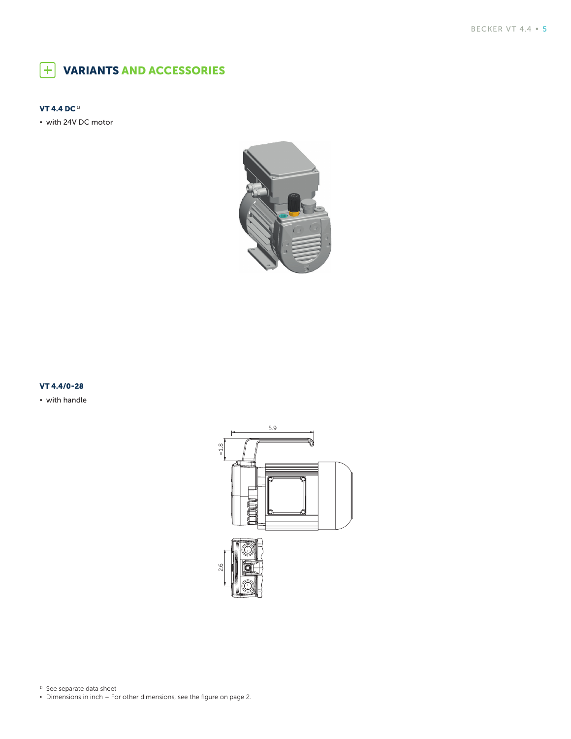# VARIANTS AND ACCESSORIES

### VT 4.4 DC [1)]

- with 24V DC motor

### VT 4.4/0-28

- with handle

[1)] See separate data sheet

- Dimensions in inch – For other dimensions, see the figure on page 2.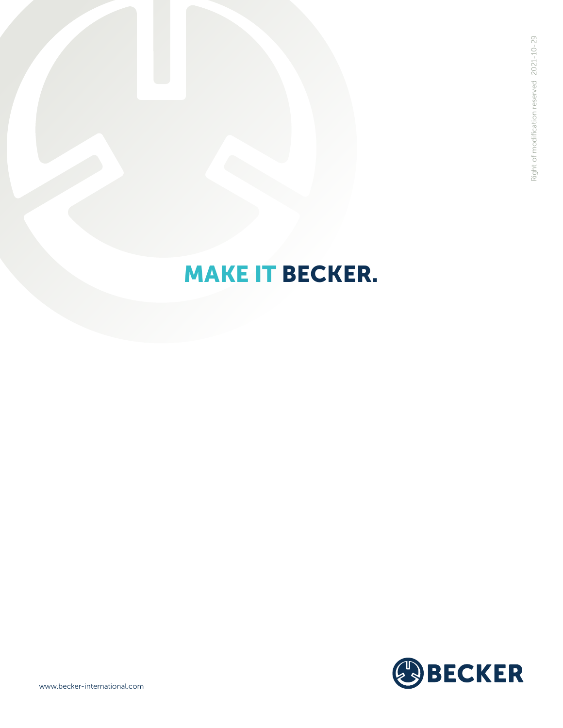# MAKE IT BECKER.

Right of modification reserved 2021-10-29

BECKER

www.becker-international.com